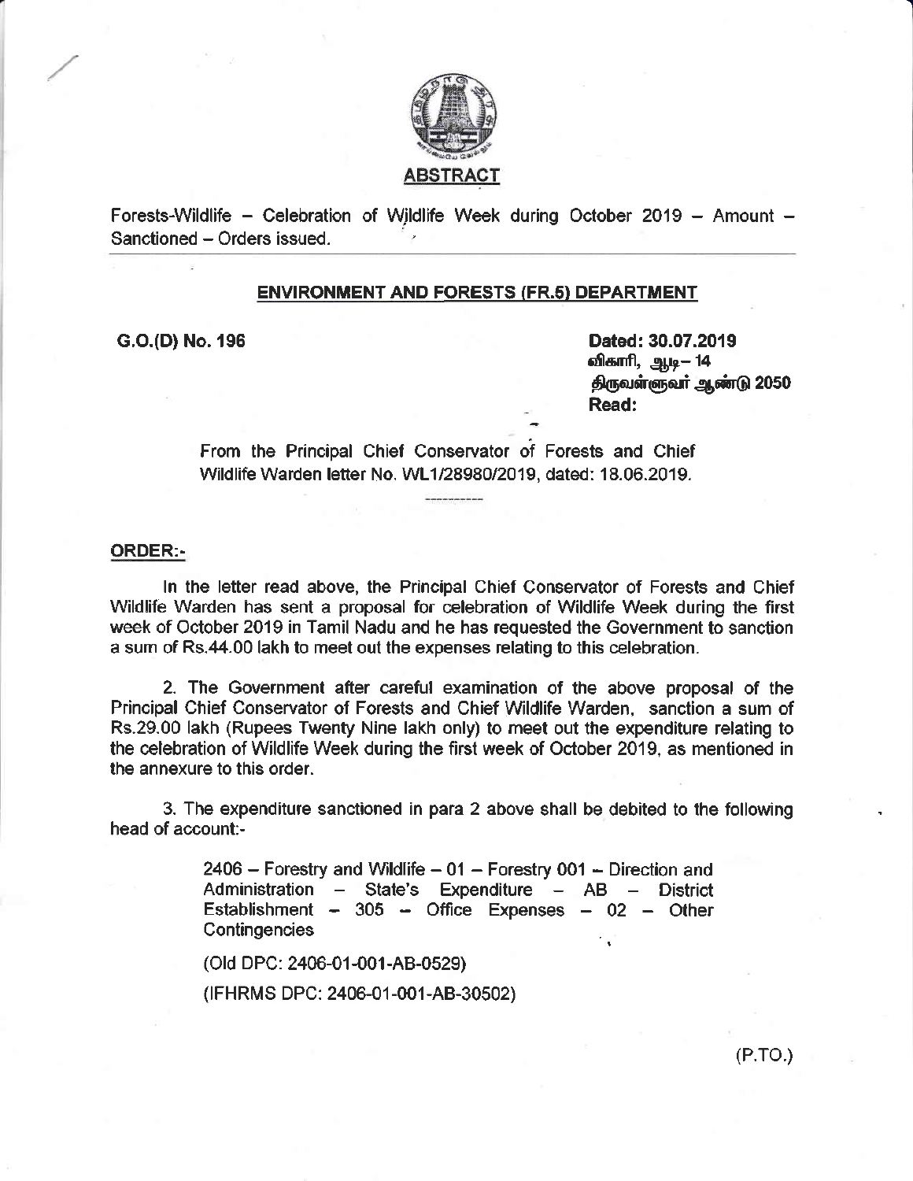## ABSTRACT

Forests-Wildlife – Celebration of Wildlife Week during October 2019 – Amount – Sanctioned – Orders issued.

### ENVIRONMENT AND FORESTS (FR.5) DEPARTMENT

**G.O.(D) No. 196**

**Dated: 30.07.2019**
**விகாரி, ஆடி – 14**
**திருவள்ளுவர் ஆண்டு 2050**
**Read:**

From the Principal Chief Conservator of Forests and Chief Wildlife Warden letter No. WL1/28980/2019, dated: 18.06.2019.

---

**ORDER:-**

In the letter read above, the Principal Chief Conservator of Forests and Chief Wildlife Warden has sent a proposal for celebration of Wildlife Week during the first week of October 2019 in Tamil Nadu and he has requested the Government to sanction a sum of Rs.44.00 lakh to meet out the expenses relating to this celebration.

2. The Government after careful examination of the above proposal of the Principal Chief Conservator of Forests and Chief Wildlife Warden, sanction a sum of Rs.29.00 lakh (Rupees Twenty Nine lakh only) to meet out the expenditure relating to the celebration of Wildlife Week during the first week of October 2019, as mentioned in the annexure to this order.

3. The expenditure sanctioned in para 2 above shall be debited to the following head of account:-

> 2406 – Forestry and Wildlife – 01 – Forestry 001 – Direction and Administration – State's Expenditure – AB – District Establishment – 305 – Office Expenses – 02 – Other Contingencies
>
> (Old DPC: 2406-01-001-AB-0529)
>
> (IFHRMS DPC: 2406-01-001-AB-30502)

(P.TO.)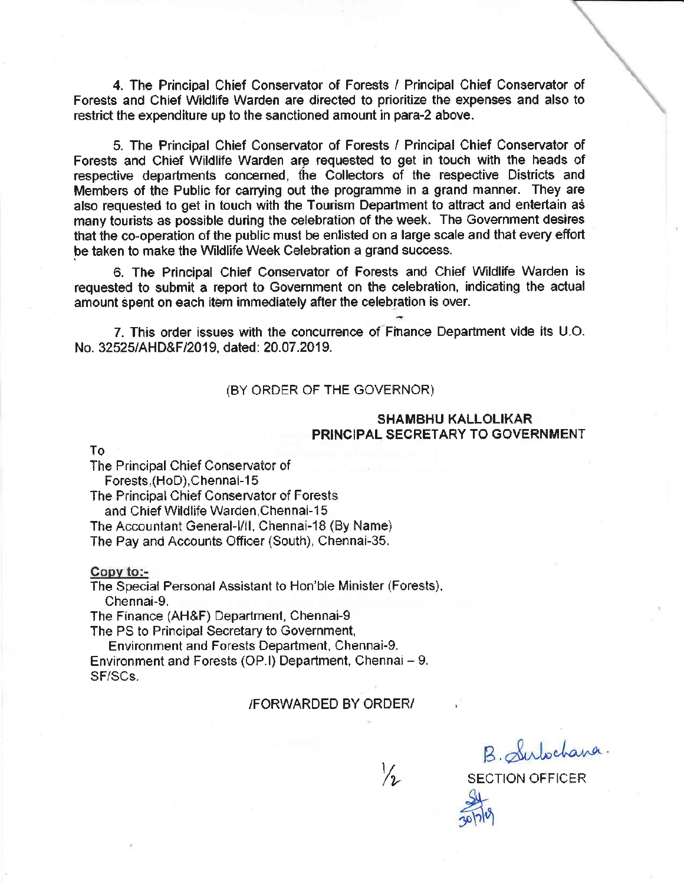4. The Principal Chief Conservator of Forests / Principal Chief Conservator of Forests and Chief Wildlife Warden are directed to prioritize the expenses and also to restrict the expenditure up to the sanctioned amount in para-2 above.

5. The Principal Chief Conservator of Forests / Principal Chief Conservator of Forests and Chief Wildlife Warden are requested to get in touch with the heads of respective departments concerned, the Collectors of the respective Districts and Members of the Public for carrying out the programme in a grand manner. They are also requested to get in touch with the Tourism Department to attract and entertain as many tourists as possible during the celebration of the week. The Government desires that the co-operation of the public must be enlisted on a large scale and that every effort be taken to make the Wildlife Week Celebration a grand success.

6. The Principal Chief Conservator of Forests and Chief Wildlife Warden is requested to submit a report to Government on the celebration, indicating the actual amount spent on each item immediately after the celebration is over.

7. This order issues with the concurrence of Finance Department vide its U.O. No. 32525/AHD&F/2019, dated: 20.07.2019.

(BY ORDER OF THE GOVERNOR)

**SHAMBHU KALLOLIKAR**
**PRINCIPAL SECRETARY TO GOVERNMENT**

To
The Principal Chief Conservator of Forests,(HoD),Chennai-15
The Principal Chief Conservator of Forests and Chief Wildlife Warden,Chennai-15
The Accountant General-I/II, Chennai-18 (By Name)
The Pay and Accounts Officer (South), Chennai-35.

**Copy to:-**
The Special Personal Assistant to Hon'ble Minister (Forests), Chennai-9.
The Finance (AH&F) Department, Chennai-9
The PS to Principal Secretary to Government, Environment and Forests Department, Chennai-9.
Environment and Forests (OP.I) Department, Chennai – 9.
SF/SCs.

/FORWARDED BY ORDER/

B. Sulochana.
SECTION OFFICER
30/7/19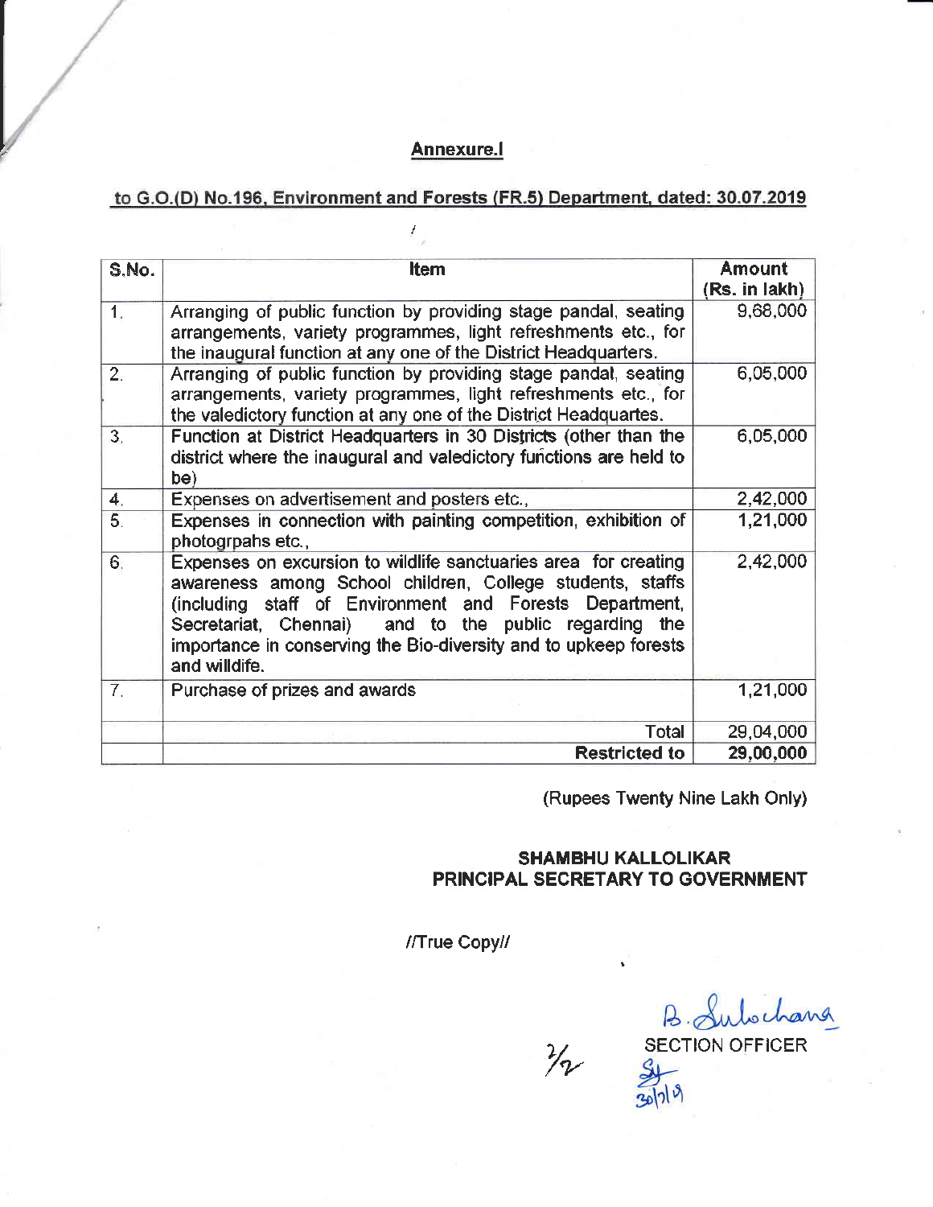## Annexure.I

### to G.O.(D) No.196, Environment and Forests (FR.5) Department, dated: 30.07.2019

| S.No. | Item | Amount (Rs. in lakh) |
|---|---|---|
| 1. | Arranging of public function by providing stage pandal, seating arrangements, variety programmes, light refreshments etc., for the inaugural function at any one of the District Headquarters. | 9,68,000 |
| 2. | Arranging of public function by providing stage pandal, seating arrangements, variety programmes, light refreshments etc., for the valedictory function at any one of the District Headquartes. | 6,05,000 |
| 3. | Function at District Headquarters in 30 Districts (other than the district where the inaugural and valedictory functions are held to be) | 6,05,000 |
| 4. | Expenses on advertisement and posters etc., | 2,42,000 |
| 5. | Expenses in connection with painting competition, exhibition of photogrpahs etc., | 1,21,000 |
| 6. | Expenses on excursion to wildlife sanctuaries area for creating awareness among School children, College students, staffs (including staff of Environment and Forests Department, Secretariat, Chennai) and to the public regarding the importance in conserving the Bio-diversity and to upkeep forests and willdife. | 2,42,000 |
| 7. | Purchase of prizes and awards | 1,21,000 |
| | Total | 29,04,000 |
| | **Restricted to** | **29,00,000** |

(Rupees Twenty Nine Lakh Only)

**SHAMBHU KALLOLIKAR**
**PRINCIPAL SECRETARY TO GOVERNMENT**

//True Copy//

B. Sulochana
SECTION OFFICER
30/7/19